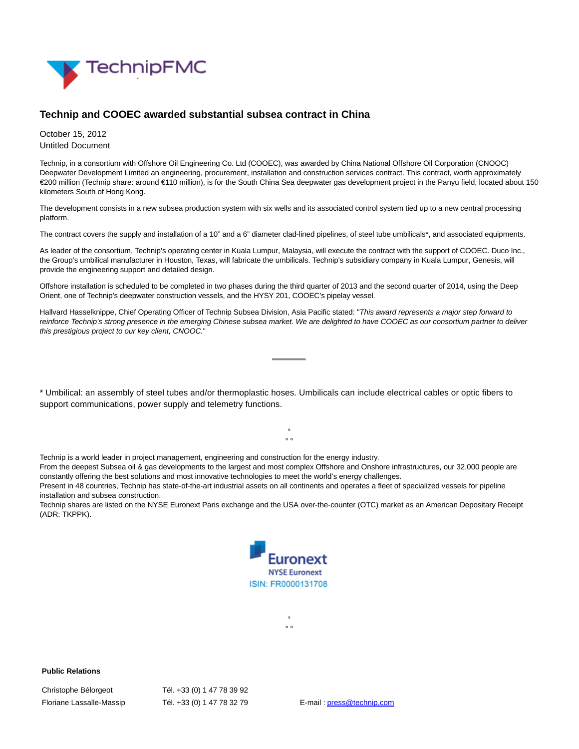# Technip and COOEC awarded substantial subsea contract in China

October 15, 2012
Untitled Document

Technip, in a consortium with Offshore Oil Engineering Co. Ltd (COOEC), was awarded by China National Offshore Oil Corporation (CNOOC) Deepwater Development Limited an engineering, procurement, installation and construction services contract. This contract, worth approximately €200 million (Technip share: around €110 million), is for the South China Sea deepwater gas development project in the Panyu field, located about 150 kilometers South of Hong Kong.

The development consists in a new subsea production system with six wells and its associated control system tied up to a new central processing platform.

The contract covers the supply and installation of a 10" and a 6" diameter clad-lined pipelines, of steel tube umbilicals*, and associated equipments.

As leader of the consortium, Technip's operating center in Kuala Lumpur, Malaysia, will execute the contract with the support of COOEC. Duco Inc., the Group's umbilical manufacturer in Houston, Texas, will fabricate the umbilicals. Technip's subsidiary company in Kuala Lumpur, Genesis, will provide the engineering support and detailed design.

Offshore installation is scheduled to be completed in two phases during the third quarter of 2013 and the second quarter of 2014, using the Deep Orient, one of Technip's deepwater construction vessels, and the HYSY 201, COOEC's pipelay vessel.

Hallvard Hasselknippe, Chief Operating Officer of Technip Subsea Division, Asia Pacific stated: "*This award represents a major step forward to reinforce Technip's strong presence in the emerging Chinese subsea market. We are delighted to have COOEC as our consortium partner to deliver this prestigious project to our key client, CNOOC.*"

---

* Umbilical: an assembly of steel tubes and/or thermoplastic hoses. Umbilicals can include electrical cables or optic fibers to support communications, power supply and telemetry functions.

°
° °

Technip is a world leader in project management, engineering and construction for the energy industry.
From the deepest Subsea oil & gas developments to the largest and most complex Offshore and Onshore infrastructures, our 32,000 people are constantly offering the best solutions and most innovative technologies to meet the world's energy challenges.
Present in 48 countries, Technip has state-of-the-art industrial assets on all continents and operates a fleet of specialized vessels for pipeline installation and subsea construction.
Technip shares are listed on the NYSE Euronext Paris exchange and the USA over-the-counter (OTC) market as an American Depositary Receipt (ADR: TKPPK).

Euronext
NYSE Euronext
ISIN: FR0000131708

°
° °

**Public Relations**

| | | |
|---|---|---|
| Christophe Bélorgeot | Tél. +33 (0) 1 47 78 39 92 | |
| Floriane Lassalle-Massip | Tél. +33 (0) 1 47 78 32 79 | E-mail : press@technip.com |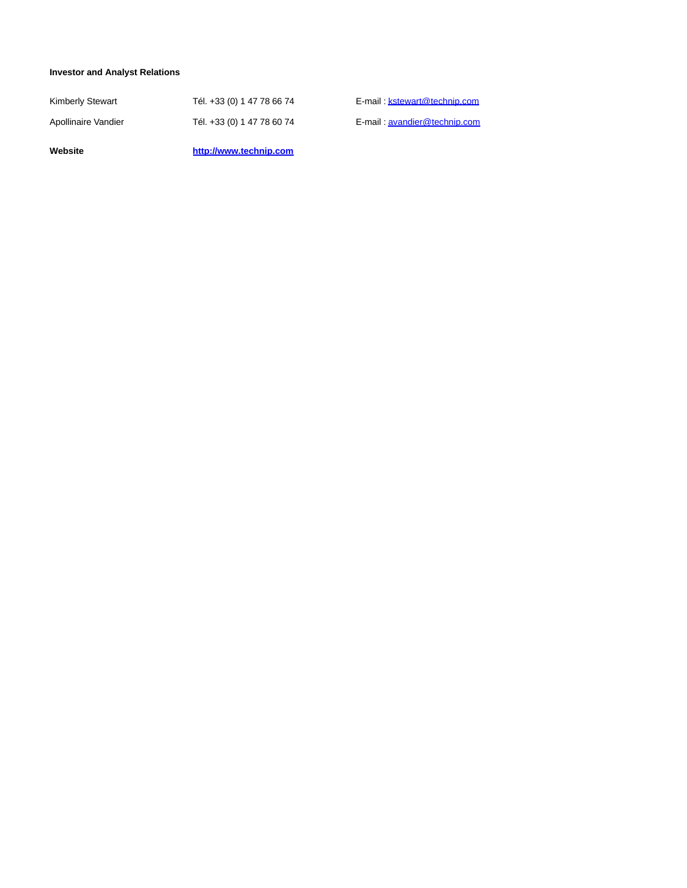**Investor and Analyst Relations**

| | | |
|---|---|---|
| Kimberly Stewart | Tél. +33 (0) 1 47 78 66 74 | E-mail : kstewart@technip.com |
| Apollinaire Vandier | Tél. +33 (0) 1 47 78 60 74 | E-mail : avandier@technip.com |

**Website** **http://www.technip.com**